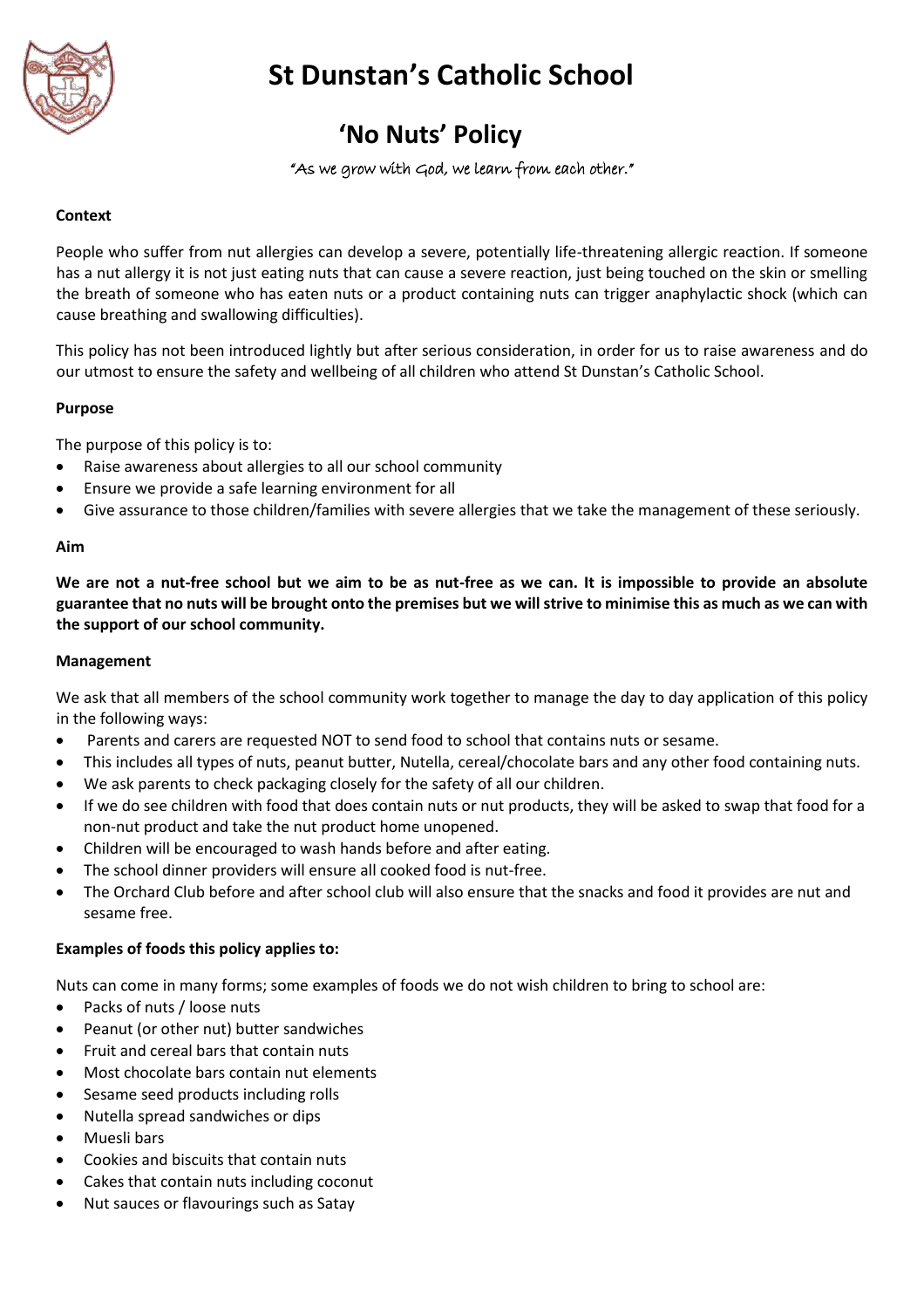# St Dunstan's Catholic School

## 'No Nuts' Policy

"As we grow with God, we learn from each other."

**Context**

People who suffer from nut allergies can develop a severe, potentially life-threatening allergic reaction. If someone has a nut allergy it is not just eating nuts that can cause a severe reaction, just being touched on the skin or smelling the breath of someone who has eaten nuts or a product containing nuts can trigger anaphylactic shock (which can cause breathing and swallowing difficulties).

This policy has not been introduced lightly but after serious consideration, in order for us to raise awareness and do our utmost to ensure the safety and wellbeing of all children who attend St Dunstan's Catholic School.

**Purpose**

The purpose of this policy is to:

- Raise awareness about allergies to all our school community
- Ensure we provide a safe learning environment for all
- Give assurance to those children/families with severe allergies that we take the management of these seriously.

**Aim**

**We are not a nut-free school but we aim to be as nut-free as we can. It is impossible to provide an absolute guarantee that no nuts will be brought onto the premises but we will strive to minimise this as much as we can with the support of our school community.**

**Management**

We ask that all members of the school community work together to manage the day to day application of this policy in the following ways:

- Parents and carers are requested NOT to send food to school that contains nuts or sesame.
- This includes all types of nuts, peanut butter, Nutella, cereal/chocolate bars and any other food containing nuts.
- We ask parents to check packaging closely for the safety of all our children.
- If we do see children with food that does contain nuts or nut products, they will be asked to swap that food for a non-nut product and take the nut product home unopened.
- Children will be encouraged to wash hands before and after eating.
- The school dinner providers will ensure all cooked food is nut-free.
- The Orchard Club before and after school club will also ensure that the snacks and food it provides are nut and sesame free.

**Examples of foods this policy applies to:**

Nuts can come in many forms; some examples of foods we do not wish children to bring to school are:

- Packs of nuts / loose nuts
- Peanut (or other nut) butter sandwiches
- Fruit and cereal bars that contain nuts
- Most chocolate bars contain nut elements
- Sesame seed products including rolls
- Nutella spread sandwiches or dips
- Muesli bars
- Cookies and biscuits that contain nuts
- Cakes that contain nuts including coconut
- Nut sauces or flavourings such as Satay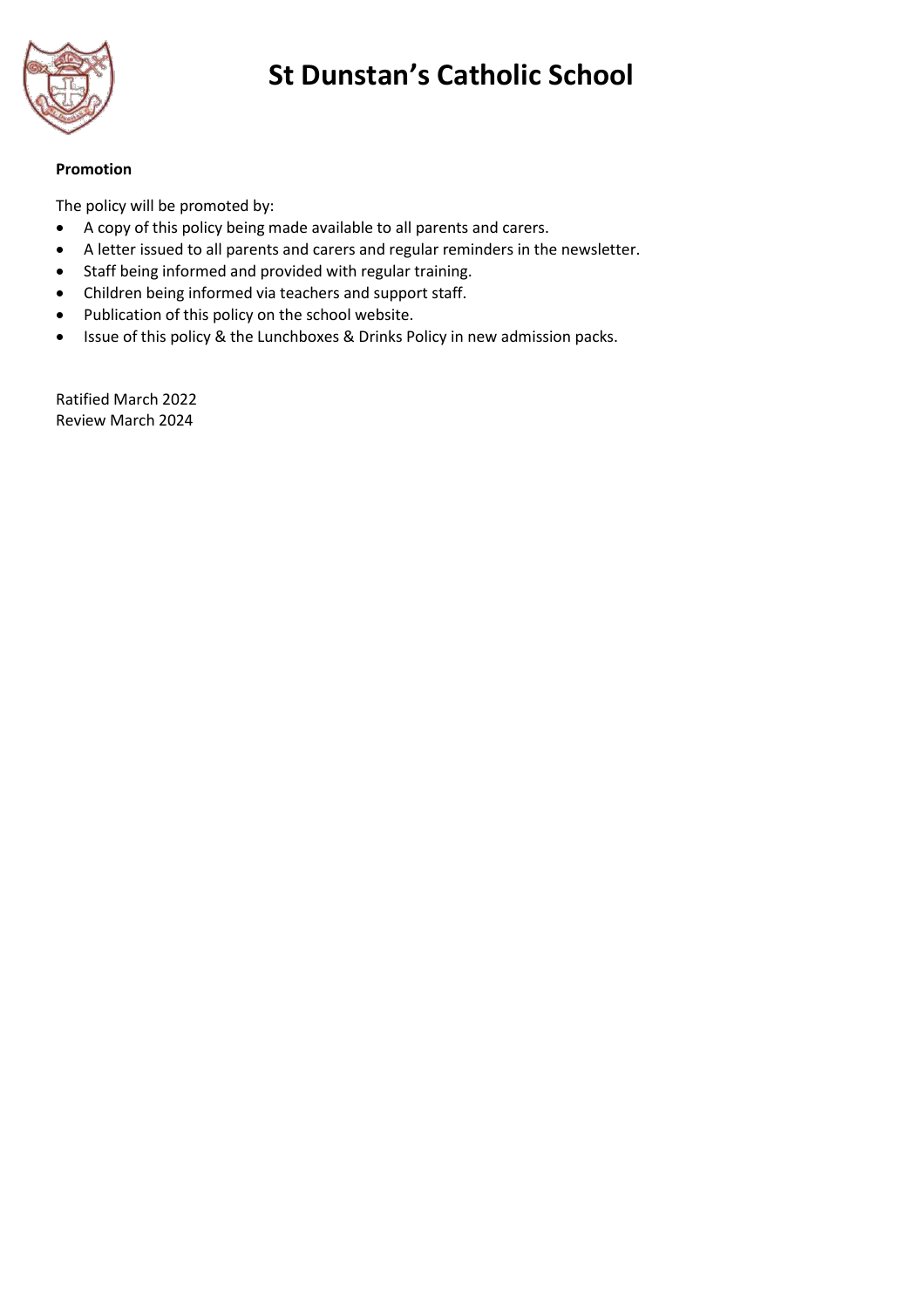# St Dunstan's Catholic School

**Promotion**

The policy will be promoted by:

- A copy of this policy being made available to all parents and carers.
- A letter issued to all parents and carers and regular reminders in the newsletter.
- Staff being informed and provided with regular training.
- Children being informed via teachers and support staff.
- Publication of this policy on the school website.
- Issue of this policy & the Lunchboxes & Drinks Policy in new admission packs.

Ratified March 2022
Review March 2024